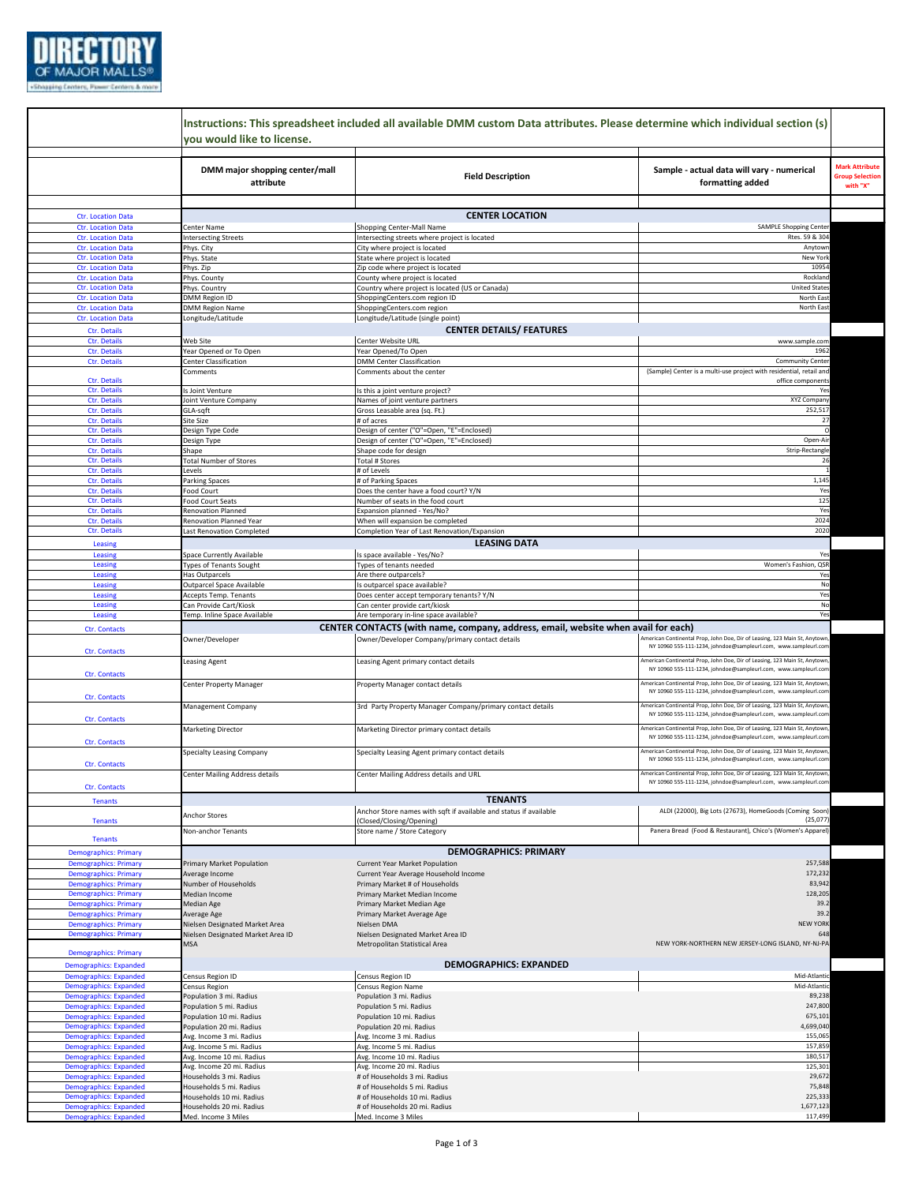**DIRECTORY OF MAJOR MALLS®** +Shopping Centers, Power Centers & more

**Instructions: This spreadsheet included all available DMM custom Data attributes. Please determine which individual section (s) you would like to license.**

| | DMM major shopping center/mall attribute | Field Description | Sample - actual data will vary - numerical formatting added | Mark Attribute Group Selection with "X" |
|---|---|---|---|---|
| Ctr. Location Data | **CENTER LOCATION** | | | |
| Ctr. Location Data | Center Name | Shopping Center-Mall Name | SAMPLE Shopping Center | |
| Ctr. Location Data | Intersecting Streets | Intersecting streets where project is located | Rtes. 59 & 304 | |
| Ctr. Location Data | Phys. City | City where project is located | Anytown | |
| Ctr. Location Data | Phys. State | State where project is located | New York | |
| Ctr. Location Data | Phys. Zip | Zip code where project is located | 10954 | |
| Ctr. Location Data | Phys. County | County where project is located | Rockland | |
| Ctr. Location Data | Phys. Country | Country where project is located (US or Canada) | United States | |
| Ctr. Location Data | DMM Region ID | ShoppingCenters.com region ID | North East | |
| Ctr. Location Data | DMM Region Name | ShoppingCenters.com region | North East | |
| Ctr. Location Data | Longitude/Latitude | Longitude/Latitude (single point) | | |
| Ctr. Details | **CENTER DETAILS/ FEATURES** | | | |
| Ctr. Details | Web Site | Center Website URL | www.sample.com | |
| Ctr. Details | Year Opened or To Open | Year Opened/To Open | 1962 | |
| Ctr. Details | Center Classification | DMM Center Classification | Community Center | |
| Ctr. Details | Comments | Comments about the center | (Sample) Center is a multi-use project with residential, retail and office components | |
| Ctr. Details | Is Joint Venture | Is this a joint venture project? | Yes | |
| Ctr. Details | Joint Venture Company | Names of joint venture partners | XYZ Company | |
| Ctr. Details | GLA-sqft | Gross Leasable area (sq. Ft.) | 252,517 | |
| Ctr. Details | Site Size | # of acres | 27 | |
| Ctr. Details | Design Type Code | Design of center ("O"=Open, "E"=Enclosed) | O | |
| Ctr. Details | Design Type | Design of center ("O"=Open, "E"=Enclosed) | Open-Air | |
| Ctr. Details | Shape | Shape code for design | Strip-Rectangle | |
| Ctr. Details | Total Number of Stores | Total # Stores | 26 | |
| Ctr. Details | Levels | # of Levels | 1 | |
| Ctr. Details | Parking Spaces | # of Parking Spaces | 1,145 | |
| Ctr. Details | Food Court | Does the center have a food court? Y/N | Yes | |
| Ctr. Details | Food Court Seats | Number of seats in the food court | 125 | |
| Ctr. Details | Renovation Planned | Expansion planned - Yes/No? | Yes | |
| Ctr. Details | Renovation Planned Year | When will expansion be completed | 2024 | |
| Ctr. Details | Last Renovation Completed | Completion Year of Last Renovation/Expansion | 2020 | |
| Leasing | **LEASING DATA** | | | |
| Leasing | Space Currently Available | Is space available - Yes/No? | Yes | |
| Leasing | Types of Tenants Sought | Types of tenants needed | Women's Fashion, QSR | |
| Leasing | Has Outparcels | Are there outparcels? | Yes | |
| Leasing | Outparcel Space Available | Is outparcel space available? | No | |
| Leasing | Accepts Temp. Tenants | Does center accept temporary tenants? Y/N | Yes | |
| Leasing | Can Provide Cart/Kiosk | Can center provide cart/kiosk | No | |
| Leasing | Temp. Inline Space Available | Are temporary in-line space available? | Yes | |
| Ctr. Contacts | **CENTER CONTACTS (with name, company, address, email, website when avail for each)** | | | |
| Ctr. Contacts | Owner/Developer | Owner/Developer Company/primary contact details | American Continental Prop, John Doe, Dir of Leasing, 123 Main St, Anytown, NY 10960 555-111-1234, johndoe@sampleurl.com, www.sampleurl.com | |
| Ctr. Contacts | Leasing Agent | Leasing Agent primary contact details | American Continental Prop, John Doe, Dir of Leasing, 123 Main St, Anytown, NY 10960 555-111-1234, johndoe@sampleurl.com, www.sampleurl.com | |
| Ctr. Contacts | Center Property Manager | Property Manager contact details | American Continental Prop, John Doe, Dir of Leasing, 123 Main St, Anytown, NY 10960 555-111-1234, johndoe@sampleurl.com, www.sampleurl.com | |
| Ctr. Contacts | Management Company | 3rd Party Property Manager Company/primary contact details | American Continental Prop, John Doe, Dir of Leasing, 123 Main St, Anytown, NY 10960 555-111-1234, johndoe@sampleurl.com, www.sampleurl.com | |
| Ctr. Contacts | Marketing Director | Marketing Director primary contact details | American Continental Prop, John Doe, Dir of Leasing, 123 Main St, Anytown, NY 10960 555-111-1234, johndoe@sampleurl.com, www.sampleurl.com | |
| Ctr. Contacts | Specialty Leasing Company | Specialty Leasing Agent primary contact details | American Continental Prop, John Doe, Dir of Leasing, 123 Main St, Anytown, NY 10960 555-111-1234, johndoe@sampleurl.com, www.sampleurl.com | |
| Ctr. Contacts | Center Mailing Address details | Center Mailing Address details and URL | American Continental Prop, John Doe, Dir of Leasing, 123 Main St, Anytown, NY 10960 555-111-1234, johndoe@sampleurl.com, www.sampleurl.com | |
| Tenants | **TENANTS** | | | |
| Tenants | Anchor Stores | Anchor Store names with sqft if available and status if available (Closed/Closing/Opening) | ALDI (22000), Big Lots (27673), HomeGoods (Coming Soon) (25,077) | |
| Tenants | Non-anchor Tenants | Store name / Store Category | Panera Bread (Food & Restaurant), Chico's (Women's Apparel) | |
| Demographics: Primary | **DEMOGRAPHICS: PRIMARY** | | | |
| Demographics: Primary | Primary Market Population | Current Year Market Population | 257,588 | |
| Demographics: Primary | Average Income | Current Year Average Household Income | 172,232 | |
| Demographics: Primary | Number of Households | Primary Market # of Households | 83,942 | |
| Demographics: Primary | Median Income | Primary Market Median Income | 128,205 | |
| Demographics: Primary | Median Age | Primary Market Median Age | 39.2 | |
| Demographics: Primary | Average Age | Primary Market Average Age | 39.2 | |
| Demographics: Primary | Nielsen Designated Market Area | Nielsen DMA | NEW YORK | |
| Demographics: Primary | Nielsen Designated Market Area ID | Nielsen Designated Market Area ID | 648 | |
| Demographics: Primary | MSA | Metropolitan Statistical Area | NEW YORK-NORTHERN NEW JERSEY-LONG ISLAND, NY-NJ-PA | |
| Demographics: Expanded | **DEMOGRAPHICS: EXPANDED** | | | |
| Demographics: Expanded | Census Region ID | Census Region ID | Mid-Atlantic | |
| Demographics: Expanded | Census Region | Census Region Name | Mid-Atlantic | |
| Demographics: Expanded | Population 3 mi. Radius | Population 3 mi. Radius | 89,238 | |
| Demographics: Expanded | Population 5 mi. Radius | Population 5 mi. Radius | 247,800 | |
| Demographics: Expanded | Population 10 mi. Radius | Population 10 mi. Radius | 675,101 | |
| Demographics: Expanded | Population 20 mi. Radius | Population 20 mi. Radius | 4,699,040 | |
| Demographics: Expanded | Avg. Income 3 mi. Radius | Avg. Income 3 mi. Radius | 155,065 | |
| Demographics: Expanded | Avg. Income 5 mi. Radius | Avg. Income 5 mi. Radius | 157,859 | |
| Demographics: Expanded | Avg. Income 10 mi. Radius | Avg. Income 10 mi. Radius | 180,517 | |
| Demographics: Expanded | Avg. Income 20 mi. Radius | Avg. Income 20 mi. Radius | 125,301 | |
| Demographics: Expanded | Households 3 mi. Radius | # of Households 3 mi. Radius | 29,672 | |
| Demographics: Expanded | Households 5 mi. Radius | # of Households 5 mi. Radius | 75,848 | |
| Demographics: Expanded | Households 10 mi. Radius | # of Households 10 mi. Radius | 225,333 | |
| Demographics: Expanded | Households 20 mi. Radius | # of Households 20 mi. Radius | 1,677,123 | |
| Demographics: Expanded | Med. Income 3 Miles | Med. Income 3 Miles | 117,499 | |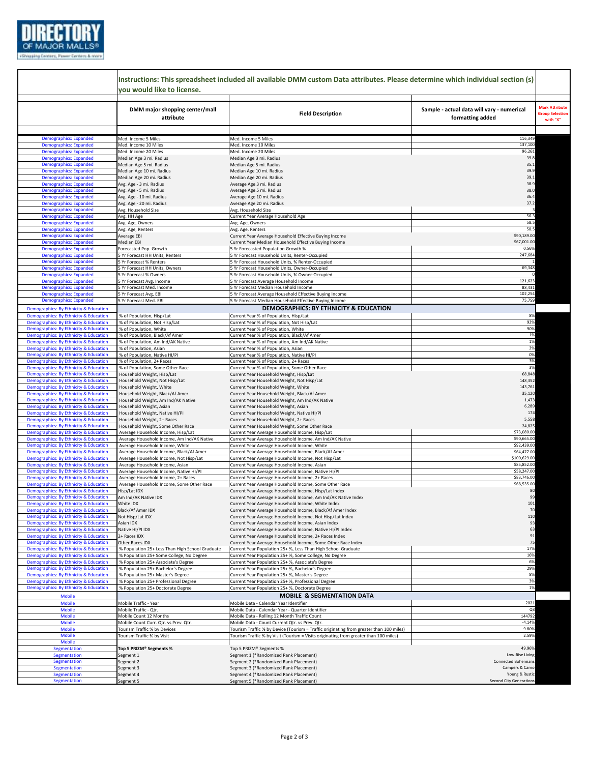| | Instructions: This spreadsheet included all available DMM custom Data attributes. Please determine which individual section (s) you would like to license. | | | |
|---|---|---|---|---|
| | **DMM major shopping center/mall attribute** | **Field Description** | **Sample - actual data will vary - numerical formatting added** | **Mark Attribute Group Selection with "X"** |
| Demographics: Expanded | Med. Income 5 Miles | Med. Income 5 Miles | 116,349 | |
| Demographics: Expanded | Med. Income 10 Miles | Med. Income 10 Miles | 137,100 | |
| Demographics: Expanded | Med. Income 20 Miles | Med. Income 20 Miles | 96,261 | |
| Demographics: Expanded | Median Age 3 mi. Radius | Median Age 3 mi. Radius | 39.8 | |
| Demographics: Expanded | Median Age 5 mi. Radius | Median Age 5 mi. Radius | 35.1 | |
| Demographics: Expanded | Median Age 10 mi. Radius | Median Age 10 mi. Radius | 39.9 | |
| Demographics: Expanded | Median Age 20 mi. Radius | Median Age 20 mi. Radius | 39.1 | |
| Demographics: Expanded | Avg. Age - 3 mi. Radius | Average Age 3 mi. Radius | 38.9 | |
| Demographics: Expanded | Avg. Age - 5 mi. Radius | Average Age 5 mi. Radius | 38.0 | |
| Demographics: Expanded | Avg. Age - 10 mi. Radius | Average Age 10 mi. Radius | 36.4 | |
| Demographics: Expanded | Avg. Age - 20 mi. Radius | Average Age 20 mi. Radius | 37.2 | |
| Demographics: Expanded | Avg. Household Size | Avg. Household Size | 3 | |
| Demographics: Expanded | Avg. HH Age | Current Year Average Household Age | 56.3 | |
| Demographics: Expanded | Avg. Age, Owners | Avg. Age, Owners | 58.5 | |
| Demographics: Expanded | Avg. Age, Renters | Avg. Age, Renters | 50.5 | |
| Demographics: Expanded | Average EBI | Current Year Average Household Effective Buying Income | $90,189.00 | |
| Demographics: Expanded | Median EBI | Current Year Median Household Effective Buying Income | $67,001.00 | |
| Demographics: Expanded | Forecasted Pop. Growth | 5 Yr Forecasted Population Growth % | 0.56% | |
| Demographics: Expanded | 5 Yr Forecast HH Units, Renters | 5 Yr Forecast Household Units, Renter-Occupied | 247,684 | |
| Demographics: Expanded | 5 Yr Forecast % Renters | 5 Yr Forecast Household Units, % Renter-Occupied | 1 | |
| Demographics: Expanded | 5 Yr Forecast HH Units, Owners | 5 Yr Forecast Household Units, Owner-Occupied | 69,348 | |
| Demographics: Expanded | 5 Yr Forecast % Owners | 5 Yr Forecast Household Units, % Owner-Occupied | 0 | |
| Demographics: Expanded | 5 Yr Forecast Avg. Income | 5 Yr Forecast Average Household Income | 121,623 | |
| Demographics: Expanded | 5 Yr Forecast Med. Income | 5 Yr Forecast Median Household Income | 88,431 | |
| Demographics: Expanded | 5 Yr Forecast Avg. EBI | 5 Yr Forecast Average Household Effective Buying Income | 102,254 | |
| Demographics: Expanded | 5 Yr Forecast Med. EBI | 5 Yr Forecast Median Household Effective Buying Income | 75,759 | |
| Demographics: By Ethnicity & Education | **DEMOGRAPHICS: BY ETHNICITY & EDUCATION** | | | |
| Demographics: By Ethnicity & Education | % of Population, Hisp/Lat | Current Year % of Population, Hisp/Lat | 8% | |
| Demographics: By Ethnicity & Education | % of Population, Not Hisp/Lat | Current Year % of Population, Not Hisp/Lat | 92% | |
| Demographics: By Ethnicity & Education | % of Population, White | Current Year % of Population, White | 90% | |
| Demographics: By Ethnicity & Education | % of Population, Black/Af Amer | Current Year % of Population, Black/Af Amer | 1% | |
| Demographics: By Ethnicity & Education | % of Population, Am Ind/AK Native | Current Year % of Population, Am Ind/AK Native | 1% | |
| Demographics: By Ethnicity & Education | % of Population, Asian | Current Year % of Population, Asian | 2% | |
| Demographics: By Ethnicity & Education | % of Population, Native HI/PI | Current Year % of Population, Native HI/PI | 0% | |
| Demographics: By Ethnicity & Education | % of Population, 2+ Races | Current Year % of Population, 2+ Races | 3% | |
| Demographics: By Ethnicity & Education | % of Population, Some Other Race | Current Year % of Population, Some Other Race | 3% | |
| Demographics: By Ethnicity & Education | Household Weight, Hisp/Lat | Current Year Household Weight, Hisp/Lat | 68,848 | |
| Demographics: By Ethnicity & Education | Household Weight, Not Hisp/Lat | Current Year Household Weight, Not Hisp/Lat | 148,352 | |
| Demographics: By Ethnicity & Education | Household Weight, White | Current Year Household Weight, White | 143,761 | |
| Demographics: By Ethnicity & Education | Household Weight, Black/Af Amer | Current Year Household Weight, Black/Af Amer | 35,120 | |
| Demographics: By Ethnicity & Education | Household Weight, Am Ind/AK Native | Current Year Household Weight, Am Ind/AK Native | 1,473 | |
| Demographics: By Ethnicity & Education | Household Weight, Asian | Current Year Household Weight, Asian | 6,289 | |
| Demographics: By Ethnicity & Education | Household Weight, Native HI/PI | Current Year Household Weight, Native HI/PI | 174 | |
| Demographics: By Ethnicity & Education | Household Weight, 2+ Races | Current Year Household Weight, 2+ Races | 5,558 | |
| Demographics: By Ethnicity & Education | Household Weight, Some Other Race | Current Year Household Weight, Some Other Race | 24,825 | |
| Demographics: By Ethnicity & Education | Average Household Income, Hisp/Lat | Current Year Average Household Income, Hisp/Lat | $73,080.00 | |
| Demographics: By Ethnicity & Education | Average Household Income, Am Ind/AK Native | Current Year Average Household Income, Am Ind/AK Native | $90,665.00 | |
| Demographics: By Ethnicity & Education | Average Household Income, White | Current Year Average Household Income, White | $92,439.00 | |
| Demographics: By Ethnicity & Education | Average Household Income, Black/Af Amer | Current Year Average Household Income, Black/Af Amer | $64,477.00 | |
| Demographics: By Ethnicity & Education | Average Household Income, Not Hisp/Lat | Current Year Average Household Income, Not Hisp/Lat | $100,629.00 | |
| Demographics: By Ethnicity & Education | Average Household Income, Asian | Current Year Average Household Income, Asian | $85,852.00 | |
| Demographics: By Ethnicity & Education | Average Household Income, Native HI/PI | Current Year Average Household Income, Native HI/PI | $58,247.00 | |
| Demographics: By Ethnicity & Education | Average Household Income, 2+ Races | Current Year Average Household Income, 2+ Races | $83,746.00 | |
| Demographics: By Ethnicity & Education | Average Household Income, Some Other Race | Current Year Average Household Income, Some Other Race | $68,535.00 | |
| Demographics: By Ethnicity & Education | Hisp/Lat IDX | Current Year Average Household Income, Hisp/Lat Index | 80 | |
| Demographics: By Ethnicity & Education | Am Ind/AK Native IDX | Current Year Average Household Income, Am Ind/AK Native Index | 99 | |
| Demographics: By Ethnicity & Education | White IDX | Current Year Average Household Income, White Index | 101 | |
| Demographics: By Ethnicity & Education | Black/Af Amer IDX | Current Year Average Household Income, Black/Af Amer Index | 70 | |
| Demographics: By Ethnicity & Education | Not Hisp/Lat IDX | Current Year Average Household Income, Not Hisp/Lat Index | 110 | |
| Demographics: By Ethnicity & Education | Asian IDX | Current Year Average Household Income, Asian Index | 93 | |
| Demographics: By Ethnicity & Education | Native HI/PI IDX | Current Year Average Household Income, Native HI/PI Index | 63 | |
| Demographics: By Ethnicity & Education | 2+ Races IDX | Current Year Average Household Income, 2+ Races Index | 91 | |
| Demographics: By Ethnicity & Education | Other Races IDX | Current Year Average Household Income, Some Other Race Index | 75 | |
| Demographics: By Ethnicity & Education | % Population 25+ Less Than High School Graduate | Current Year Population 25+ %, Less Than High School Graduate | 17% | |
| Demographics: By Ethnicity & Education | % Population 25+ Some College, No Degree | Current Year Population 25+ %, Some College, No Degree | 16% | |
| Demographics: By Ethnicity & Education | % Population 25+ Associate's Degree | Current Year Population 25+ %, Associate's Degree | 6% | |
| Demographics: By Ethnicity & Education | % Population 25+ Bachelor's Degree | Current Year Population 25+ %, Bachelor's Degree | 29% | |
| Demographics: By Ethnicity & Education | % Population 25+ Master's Degree | Current Year Population 25+ %, Master's Degree | 8% | |
| Demographics: By Ethnicity & Education | % Population 25+ Professional Degree | Current Year Population 25+ %, Professional Degree | 3% | |
| Demographics: By Ethnicity & Education | % Population 25+ Doctorate Degree | Current Year Population 25+ %, Doctorate Degree | 1% | |
| Mobile | **MOBILE & SEGMENTATION DATA** | | | |
| Mobile | Mobile Traffic - Year | Mobile Data - Calendar Year Identifier | 2021 | |
| Mobile | Mobile Traffic - Qtr. | Mobile Data - Calendar Year - Quarter Identifier | Q3 | |
| Mobile | Mobile Count 12 Months | Mobile Data - Rolling 12 Month Traffic Count | 144792 | |
| Mobile | Mobile Count Curr. Qtr. vs Prev. Qtr. | Mobile Data - Count Current Qtr. vs Prev. Qtr. | -4.14% | |
| Mobile | Tourism Traffic % by Devices | Tourism Traffic % by Device (Tourism = Traffic originating from greater than 100 miles) | 9.80% | |
| Mobile | Tourism Traffic % by Visit | Tourism Traffic % by Visit (Tourism = Visits originating from greater than 100 miles) | 2.59% | |
| Mobile | | | | |
| Segmentation | **Top 5 PRIZM® Segments %** | Top 5 PRIZM® Segments % | 49.96% | |
| Segmentation | Segment 1 | Segment 1 (*Randomized Rank Placement) | Low-Rise Living | |
| Segmentation | Segment 2 | Segment 2 (*Randomized Rank Placement) | Connected Bohemians | |
| Segmentation | Segment 3 | Segment 3 (*Randomized Rank Placement) | Campers & Camo | |
| Segmentation | Segment 4 | Segment 4 (*Randomized Rank Placement) | Young & Rustic | |
| Segmentation | Segment 5 | Segment 5 (*Randomized Rank Placement) | Second City Generations | |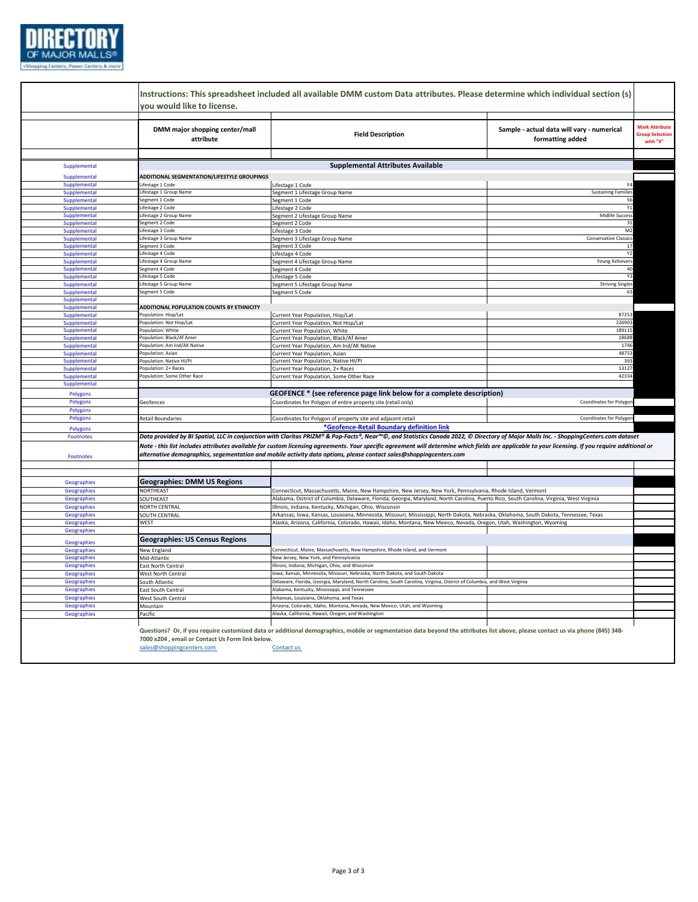DIRECTORY OF MAJOR MALLS®
+Shopping Centers, Power Centers & more

**Instructions: This spreadsheet included all available DMM custom Data attributes. Please determine which individual section (s) you would like to license.**

| | DMM major shopping center/mall attribute | Field Description | Sample - actual data will vary - numerical formatting added | Mark Attribute Group Selection with "X" |
|---|---|---|---|---|
| Supplemental | **Supplemental Attributes Available** | | | |
| Supplemental | **ADDITIONAL SEGMENTATION/LIFESTYLE GROUPINGS** | | | |
| Supplemental | Lifestage 1 Code | Lifestage 1 Code | F4 | |
| Supplemental | Lifestage 1 Group Name | Segment 1 Lifestage Group Name | Sustaining Families | |
| Supplemental | Segment 1 Code | Segment 1 Code | 56 | |
| Supplemental | Lifestage 2 Code | Lifestage 2 Code | Y1 | |
| Supplemental | Lifestage 2 Group Name | Segment 2 Lifestage Group Name | Midlife Success | |
| Supplemental | Segment 2 Code | Segment 2 Code | 31 | |
| Supplemental | Lifestage 3 Code | Lifestage 3 Code | M2 | |
| Supplemental | Lifestage 3 Group Name | Segment 3 Lifestage Group Name | Conservative Classics | |
| Supplemental | Segment 3 Code | Segment 3 Code | 17 | |
| Supplemental | Lifestage 4 Code | Lifestage 4 Code | Y2 | |
| Supplemental | Lifestage 4 Group Name | Segment 4 Lifestage Group Name | Young Achievers | |
| Supplemental | Segment 4 Code | Segment 4 Code | 40 | |
| Supplemental | Lifestage 5 Code | Lifestage 5 Code | Y3 | |
| Supplemental | Lifestage 5 Group Name | Segment 5 Lifestage Group Name | Striving Singles | |
| Supplemental | Segment 5 Code | Segment 5 Code | 63 | |
| Supplemental | | | | |
| Supplemental | **ADDITIONAL POPULATION COUNTS BY ETHNICITY** | | | |
| Supplemental | Population: Hisp/Lat | Current Year Population, Hisp/Lat | 87253 | |
| Supplemental | Population: Not Hisp/Lat | Current Year Population, Not Hisp/Lat | 226903 | |
| Supplemental | Population: White | Current Year Population, White | 189115 | |
| Supplemental | Population: Black/Af Amer | Current Year Population, Black/Af Amer | 18688 | |
| Supplemental | Population: Am Ind/AK Native | Current Year Population, Am Ind/AK Native | 1746 | |
| Supplemental | Population: Asian | Current Year Population, Asian | 48753 | |
| Supplemental | Population: Native HI/PI | Current Year Population, Native HI/PI | 393 | |
| Supplemental | Population: 2+ Races | Current Year Population, 2+ Races | 13127 | |
| Supplemental | Population: Some Other Race | Current Year Population, Some Other Race | 42334 | |
| Supplemental | | | | |
| Polygons | **GEOFENCE * (see reference page link below for a complete description)** | | | |
| Polygons | Geofences | Coordinates for Polygon of entire property site (retail only) | Coordinates for Polygon | |
| Polygons | | | | |
| Polygons | Retail Boundaries | Coordinates for Polygon of property site and adjacent retail | Coordinates for Polygon | |
| Polygons | **[*Geofence-Retail Boundary definition link]** | | | |
| Footnotes | *Data provided by BI Spatial, LLC in conjunction with Claritas PRIZM® & Pop-Facts®, Near™©, and Statistics Canada 2022, © Directory of Major Malls Inc. - ShoppingCenters.com dataset* | | | |
| Footnotes | *Note - this list includes attributes available for custom licensing agreements. Your specific agreement will determine which fields are applicable to your licensing. If you require additional or alternative demographics, segementation and mobile activity data options, please contact sales@shoppingcenters.com* | | | |
| Geographies | **Geographies: DMM US Regions** | | | |
| Geographies | NORTHEAST | Connecticut, Massachusetts, Maine, New Hampshire, New Jersey, New York, Pennsylvania, Rhode Island, Vermont | | |
| Geographies | SOUTHEAST | Alabama, District of Columbia, Delaware, Florida, Georgia, Maryland, North Carolina, Puerto Rico, South Carolina, Virginia, West Virginia | | |
| Geographies | NORTH CENTRAL | Illinois, Indiana, Kentucky, Michigan, Ohio, Wisconsin | | |
| Geographies | SOUTH CENTRAL | Arkansas, Iowa, Kansas, Louisiana, Minnesota, Missouri, Mississippi, North Dakota, Nebraska, Oklahoma, South Dakota, Tennessee, Texas | | |
| Geographies | WEST | Alaska, Arizona, California, Colorado, Hawaii, Idaho, Montana, New Mexico, Nevada, Oregon, Utah, Washington, Wyoming | | |
| Geographies | | | | |
| Geographies | **Geographies: US Census Regions** | | | |
| Geographies | New England | Connecticut, Maine, Massachusetts, New Hampshire, Rhode Island, and Vermont | | |
| Geographies | Mid-Atlantic | New Jersey, New York, and Pennsylvania | | |
| Geographies | East North Central | Illinois, Indiana, Michigan, Ohio, and Wisconsin | | |
| Geographies | West North Central | Iowa, Kansas, Minnesota, Missouri, Nebraska, North Dakota, and South Dakota | | |
| Geographies | South Atlantic | Delaware, Florida, Georgia, Maryland, North Carolina, South Carolina, Virginia, District of Columbia, and West Virginia | | |
| Geographies | East South Central | Alabama, Kentucky, Mississippi, and Tennessee | | |
| Geographies | West South Central | Arkansas, Louisiana, Oklahoma, and Texas | | |
| Geographies | Mountain | Arizona, Colorado, Idaho, Montana, Nevada, New Mexico, Utah, and Wyoming | | |
| Geographies | Pacific | Alaska, California, Hawaii, Oregon, and Washington | | |

**Questions? Or, if you require customized data or additional demographics, mobile or segmentation data beyond the attributes list above, please contact us via phone (845) 348-7000 x204 , email or Contact Us Form link below.**

sales@shoppingcenters.com    Contact us